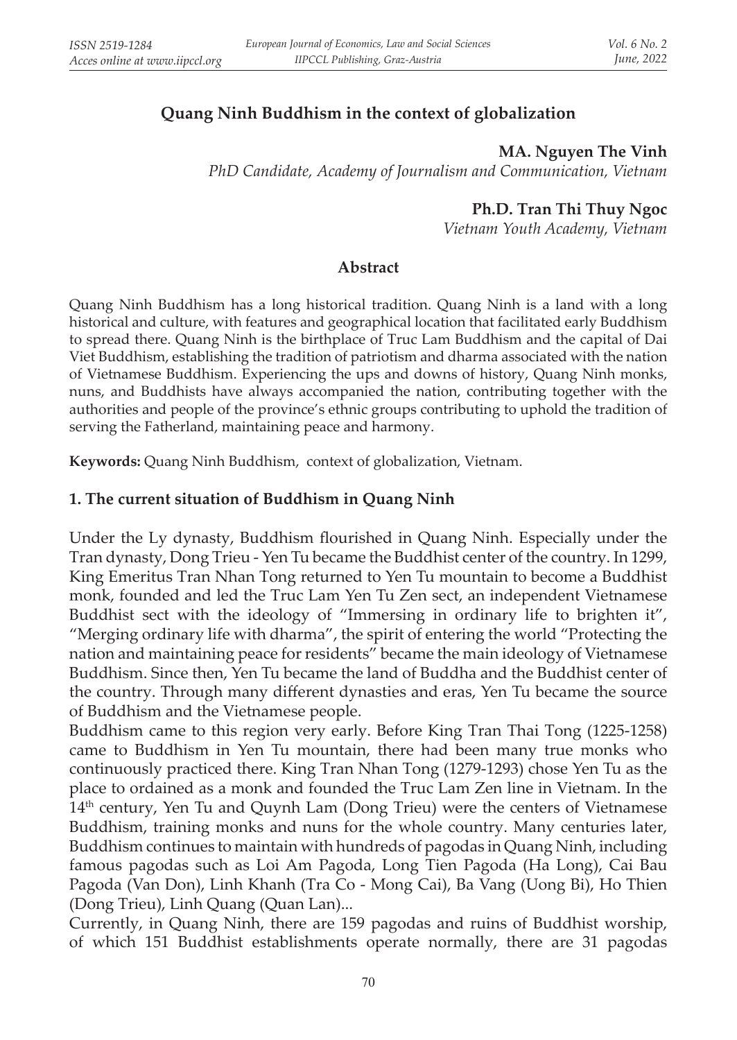# Quang Ninh Buddhism in the context of globalization

**MA. Nguyen The Vinh**
*PhD Candidate, Academy of Journalism and Communication, Vietnam*

**Ph.D. Tran Thi Thuy Ngoc**
*Vietnam Youth Academy, Vietnam*

## Abstract

Quang Ninh Buddhism has a long historical tradition. Quang Ninh is a land with a long historical and culture, with features and geographical location that facilitated early Buddhism to spread there. Quang Ninh is the birthplace of Truc Lam Buddhism and the capital of Dai Viet Buddhism, establishing the tradition of patriotism and dharma associated with the nation of Vietnamese Buddhism. Experiencing the ups and downs of history, Quang Ninh monks, nuns, and Buddhists have always accompanied the nation, contributing together with the authorities and people of the province's ethnic groups contributing to uphold the tradition of serving the Fatherland, maintaining peace and harmony.

**Keywords:** Quang Ninh Buddhism, context of globalization, Vietnam.

## 1. The current situation of Buddhism in Quang Ninh

Under the Ly dynasty, Buddhism flourished in Quang Ninh. Especially under the Tran dynasty, Dong Trieu - Yen Tu became the Buddhist center of the country. In 1299, King Emeritus Tran Nhan Tong returned to Yen Tu mountain to become a Buddhist monk, founded and led the Truc Lam Yen Tu Zen sect, an independent Vietnamese Buddhist sect with the ideology of "Immersing in ordinary life to brighten it", "Merging ordinary life with dharma", the spirit of entering the world "Protecting the nation and maintaining peace for residents" became the main ideology of Vietnamese Buddhism. Since then, Yen Tu became the land of Buddha and the Buddhist center of the country. Through many different dynasties and eras, Yen Tu became the source of Buddhism and the Vietnamese people.

Buddhism came to this region very early. Before King Tran Thai Tong (1225-1258) came to Buddhism in Yen Tu mountain, there had been many true monks who continuously practiced there. King Tran Nhan Tong (1279-1293) chose Yen Tu as the place to ordained as a monk and founded the Truc Lam Zen line in Vietnam. In the 14th century, Yen Tu and Quynh Lam (Dong Trieu) were the centers of Vietnamese Buddhism, training monks and nuns for the whole country. Many centuries later, Buddhism continues to maintain with hundreds of pagodas in Quang Ninh, including famous pagodas such as Loi Am Pagoda, Long Tien Pagoda (Ha Long), Cai Bau Pagoda (Van Don), Linh Khanh (Tra Co - Mong Cai), Ba Vang (Uong Bi), Ho Thien (Dong Trieu), Linh Quang (Quan Lan)...

Currently, in Quang Ninh, there are 159 pagodas and ruins of Buddhist worship, of which 151 Buddhist establishments operate normally, there are 31 pagodas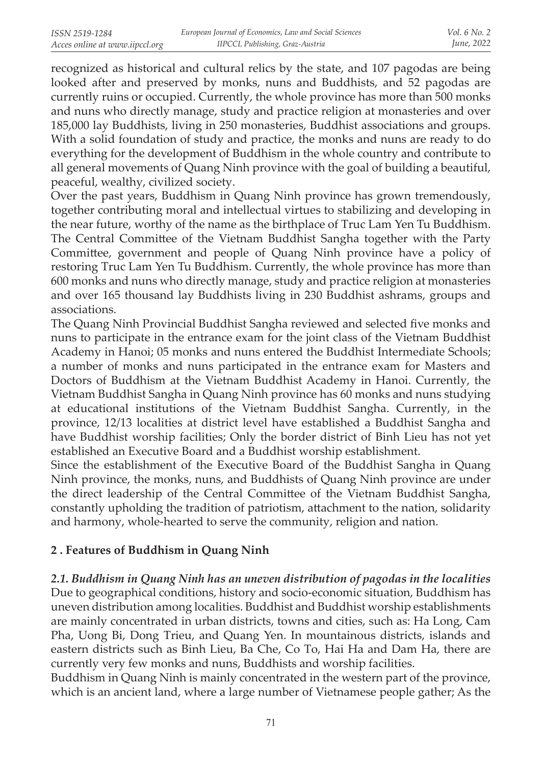recognized as historical and cultural relics by the state, and 107 pagodas are being looked after and preserved by monks, nuns and Buddhists, and 52 pagodas are currently ruins or occupied. Currently, the whole province has more than 500 monks and nuns who directly manage, study and practice religion at monasteries and over 185,000 lay Buddhists, living in 250 monasteries, Buddhist associations and groups. With a solid foundation of study and practice, the monks and nuns are ready to do everything for the development of Buddhism in the whole country and contribute to all general movements of Quang Ninh province with the goal of building a beautiful, peaceful, wealthy, civilized society.

Over the past years, Buddhism in Quang Ninh province has grown tremendously, together contributing moral and intellectual virtues to stabilizing and developing in the near future, worthy of the name as the birthplace of Truc Lam Yen Tu Buddhism. The Central Committee of the Vietnam Buddhist Sangha together with the Party Committee, government and people of Quang Ninh province have a policy of restoring Truc Lam Yen Tu Buddhism. Currently, the whole province has more than 600 monks and nuns who directly manage, study and practice religion at monasteries and over 165 thousand lay Buddhists living in 230 Buddhist ashrams, groups and associations.

The Quang Ninh Provincial Buddhist Sangha reviewed and selected five monks and nuns to participate in the entrance exam for the joint class of the Vietnam Buddhist Academy in Hanoi; 05 monks and nuns entered the Buddhist Intermediate Schools; a number of monks and nuns participated in the entrance exam for Masters and Doctors of Buddhism at the Vietnam Buddhist Academy in Hanoi. Currently, the Vietnam Buddhist Sangha in Quang Ninh province has 60 monks and nuns studying at educational institutions of the Vietnam Buddhist Sangha. Currently, in the province, 12/13 localities at district level have established a Buddhist Sangha and have Buddhist worship facilities; Only the border district of Binh Lieu has not yet established an Executive Board and a Buddhist worship establishment.

Since the establishment of the Executive Board of the Buddhist Sangha in Quang Ninh province, the monks, nuns, and Buddhists of Quang Ninh province are under the direct leadership of the Central Committee of the Vietnam Buddhist Sangha, constantly upholding the tradition of patriotism, attachment to the nation, solidarity and harmony, whole-hearted to serve the community, religion and nation.

## 2 . Features of Buddhism in Quang Ninh

### *2.1. Buddhism in Quang Ninh has an uneven distribution of pagodas in the localities*

Due to geographical conditions, history and socio-economic situation, Buddhism has uneven distribution among localities. Buddhist and Buddhist worship establishments are mainly concentrated in urban districts, towns and cities, such as: Ha Long, Cam Pha, Uong Bi, Dong Trieu, and Quang Yen. In mountainous districts, islands and eastern districts such as Binh Lieu, Ba Che, Co To, Hai Ha and Dam Ha, there are currently very few monks and nuns, Buddhists and worship facilities.

Buddhism in Quang Ninh is mainly concentrated in the western part of the province, which is an ancient land, where a large number of Vietnamese people gather; As the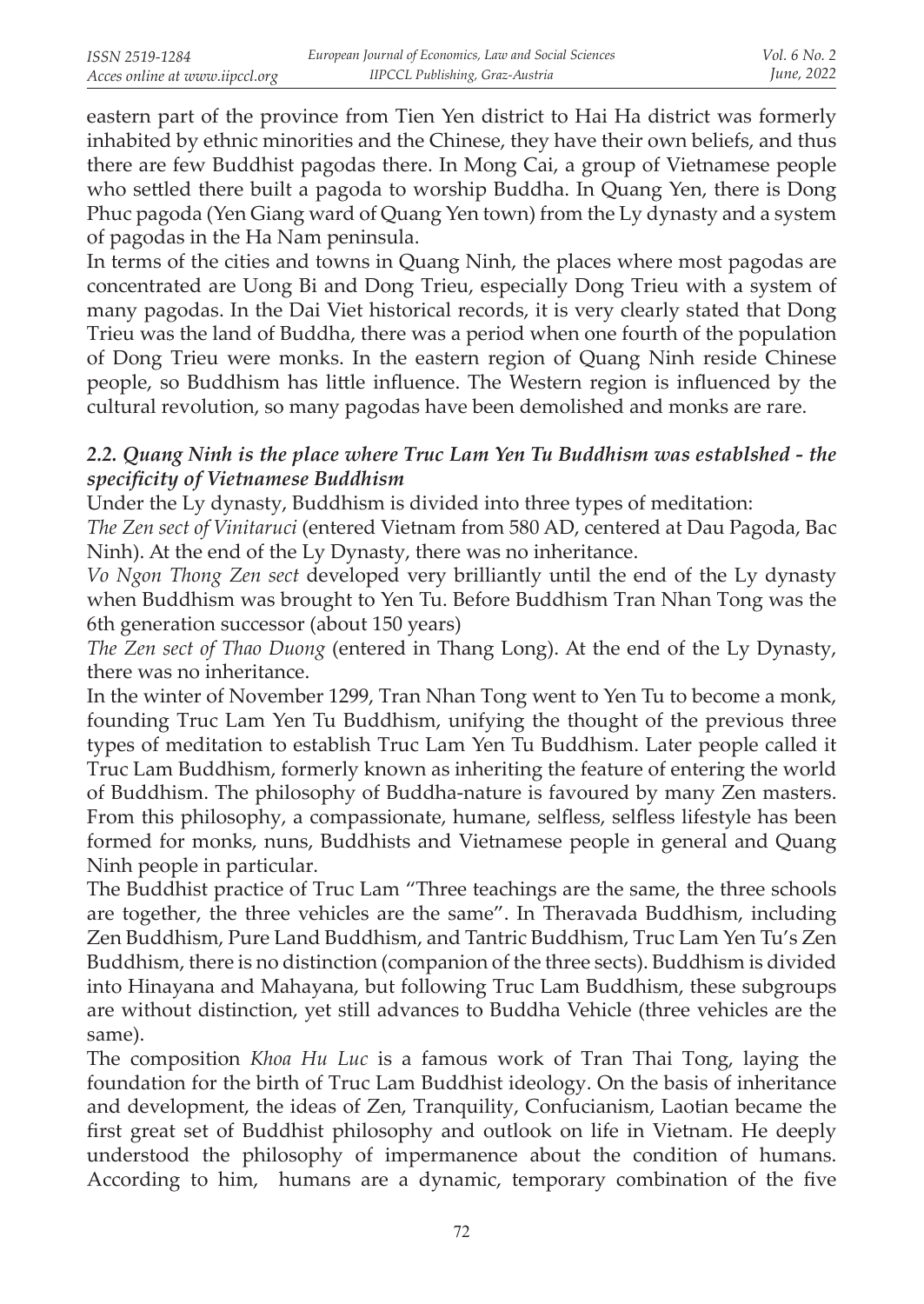eastern part of the province from Tien Yen district to Hai Ha district was formerly inhabited by ethnic minorities and the Chinese, they have their own beliefs, and thus there are few Buddhist pagodas there. In Mong Cai, a group of Vietnamese people who settled there built a pagoda to worship Buddha. In Quang Yen, there is Dong Phuc pagoda (Yen Giang ward of Quang Yen town) from the Ly dynasty and a system of pagodas in the Ha Nam peninsula.

In terms of the cities and towns in Quang Ninh, the places where most pagodas are concentrated are Uong Bi and Dong Trieu, especially Dong Trieu with a system of many pagodas. In the Dai Viet historical records, it is very clearly stated that Dong Trieu was the land of Buddha, there was a period when one fourth of the population of Dong Trieu were monks. In the eastern region of Quang Ninh reside Chinese people, so Buddhism has little influence. The Western region is influenced by the cultural revolution, so many pagodas have been demolished and monks are rare.

### *2.2. Quang Ninh is the place where Truc Lam Yen Tu Buddhism was establshed - the specificity of Vietnamese Buddhism*

Under the Ly dynasty, Buddhism is divided into three types of meditation:

*The Zen sect of Vinitaruci* (entered Vietnam from 580 AD, centered at Dau Pagoda, Bac Ninh). At the end of the Ly Dynasty, there was no inheritance.

*Vo Ngon Thong Zen sect* developed very brilliantly until the end of the Ly dynasty when Buddhism was brought to Yen Tu. Before Buddhism Tran Nhan Tong was the 6th generation successor (about 150 years)

*The Zen sect of Thao Duong* (entered in Thang Long). At the end of the Ly Dynasty, there was no inheritance.

In the winter of November 1299, Tran Nhan Tong went to Yen Tu to become a monk, founding Truc Lam Yen Tu Buddhism, unifying the thought of the previous three types of meditation to establish Truc Lam Yen Tu Buddhism. Later people called it Truc Lam Buddhism, formerly known as inheriting the feature of entering the world of Buddhism. The philosophy of Buddha-nature is favoured by many Zen masters. From this philosophy, a compassionate, humane, selfless, selfless lifestyle has been formed for monks, nuns, Buddhists and Vietnamese people in general and Quang Ninh people in particular.

The Buddhist practice of Truc Lam "Three teachings are the same, the three schools are together, the three vehicles are the same". In Theravada Buddhism, including Zen Buddhism, Pure Land Buddhism, and Tantric Buddhism, Truc Lam Yen Tu's Zen Buddhism, there is no distinction (companion of the three sects). Buddhism is divided into Hinayana and Mahayana, but following Truc Lam Buddhism, these subgroups are without distinction, yet still advances to Buddha Vehicle (three vehicles are the same).

The composition *Khoa Hu Luc* is a famous work of Tran Thai Tong, laying the foundation for the birth of Truc Lam Buddhist ideology. On the basis of inheritance and development, the ideas of Zen, Tranquility, Confucianism, Laotian became the first great set of Buddhist philosophy and outlook on life in Vietnam. He deeply understood the philosophy of impermanence about the condition of humans. According to him, humans are a dynamic, temporary combination of the five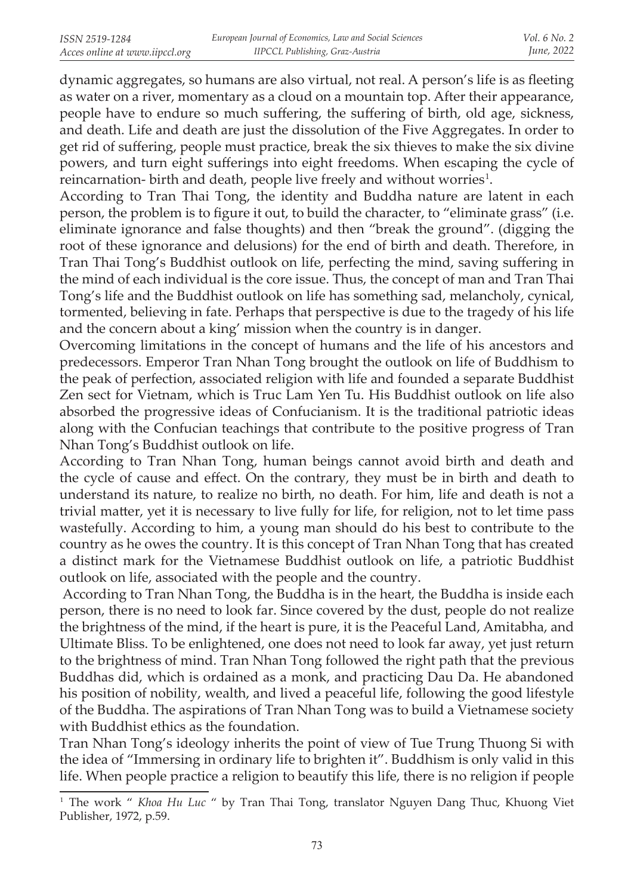dynamic aggregates, so humans are also virtual, not real. A person's life is as fleeting as water on a river, momentary as a cloud on a mountain top. After their appearance, people have to endure so much suffering, the suffering of birth, old age, sickness, and death. Life and death are just the dissolution of the Five Aggregates. In order to get rid of suffering, people must practice, break the six thieves to make the six divine powers, and turn eight sufferings into eight freedoms. When escaping the cycle of reincarnation- birth and death, people live freely and without worries[1].

According to Tran Thai Tong, the identity and Buddha nature are latent in each person, the problem is to figure it out, to build the character, to "eliminate grass" (i.e. eliminate ignorance and false thoughts) and then "break the ground". (digging the root of these ignorance and delusions) for the end of birth and death. Therefore, in Tran Thai Tong's Buddhist outlook on life, perfecting the mind, saving suffering in the mind of each individual is the core issue. Thus, the concept of man and Tran Thai Tong's life and the Buddhist outlook on life has something sad, melancholy, cynical, tormented, believing in fate. Perhaps that perspective is due to the tragedy of his life and the concern about a king' mission when the country is in danger.

Overcoming limitations in the concept of humans and the life of his ancestors and predecessors. Emperor Tran Nhan Tong brought the outlook on life of Buddhism to the peak of perfection, associated religion with life and founded a separate Buddhist Zen sect for Vietnam, which is Truc Lam Yen Tu. His Buddhist outlook on life also absorbed the progressive ideas of Confucianism. It is the traditional patriotic ideas along with the Confucian teachings that contribute to the positive progress of Tran Nhan Tong's Buddhist outlook on life.

According to Tran Nhan Tong, human beings cannot avoid birth and death and the cycle of cause and effect. On the contrary, they must be in birth and death to understand its nature, to realize no birth, no death. For him, life and death is not a trivial matter, yet it is necessary to live fully for life, for religion, not to let time pass wastefully. According to him, a young man should do his best to contribute to the country as he owes the country. It is this concept of Tran Nhan Tong that has created a distinct mark for the Vietnamese Buddhist outlook on life, a patriotic Buddhist outlook on life, associated with the people and the country.

According to Tran Nhan Tong, the Buddha is in the heart, the Buddha is inside each person, there is no need to look far. Since covered by the dust, people do not realize the brightness of the mind, if the heart is pure, it is the Peaceful Land, Amitabha, and Ultimate Bliss. To be enlightened, one does not need to look far away, yet just return to the brightness of mind. Tran Nhan Tong followed the right path that the previous Buddhas did, which is ordained as a monk, and practicing Dau Da. He abandoned his position of nobility, wealth, and lived a peaceful life, following the good lifestyle of the Buddha. The aspirations of Tran Nhan Tong was to build a Vietnamese society with Buddhist ethics as the foundation.

Tran Nhan Tong's ideology inherits the point of view of Tue Trung Thuong Si with the idea of "Immersing in ordinary life to brighten it". Buddhism is only valid in this life. When people practice a religion to beautify this life, there is no religion if people

[1] The work " *Khoa Hu Luc* " by Tran Thai Tong, translator Nguyen Dang Thuc, Khuong Viet Publisher, 1972, p.59.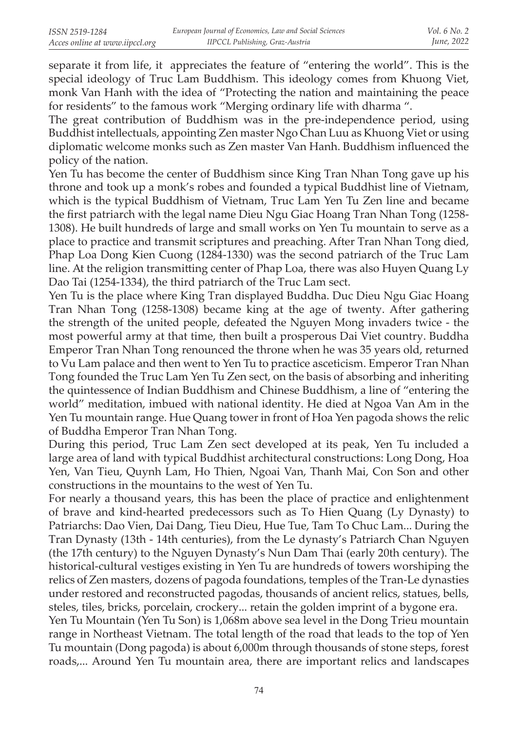separate it from life, it appreciates the feature of "entering the world". This is the special ideology of Truc Lam Buddhism. This ideology comes from Khuong Viet, monk Van Hanh with the idea of "Protecting the nation and maintaining the peace for residents" to the famous work "Merging ordinary life with dharma ".

The great contribution of Buddhism was in the pre-independence period, using Buddhist intellectuals, appointing Zen master Ngo Chan Luu as Khuong Viet or using diplomatic welcome monks such as Zen master Van Hanh. Buddhism influenced the policy of the nation.

Yen Tu has become the center of Buddhism since King Tran Nhan Tong gave up his throne and took up a monk's robes and founded a typical Buddhist line of Vietnam, which is the typical Buddhism of Vietnam, Truc Lam Yen Tu Zen line and became the first patriarch with the legal name Dieu Ngu Giac Hoang Tran Nhan Tong (1258-1308). He built hundreds of large and small works on Yen Tu mountain to serve as a place to practice and transmit scriptures and preaching. After Tran Nhan Tong died, Phap Loa Dong Kien Cuong (1284-1330) was the second patriarch of the Truc Lam line. At the religion transmitting center of Phap Loa, there was also Huyen Quang Ly Dao Tai (1254-1334), the third patriarch of the Truc Lam sect.

Yen Tu is the place where King Tran displayed Buddha. Duc Dieu Ngu Giac Hoang Tran Nhan Tong (1258-1308) became king at the age of twenty. After gathering the strength of the united people, defeated the Nguyen Mong invaders twice - the most powerful army at that time, then built a prosperous Dai Viet country. Buddha Emperor Tran Nhan Tong renounced the throne when he was 35 years old, returned to Vu Lam palace and then went to Yen Tu to practice asceticism. Emperor Tran Nhan Tong founded the Truc Lam Yen Tu Zen sect, on the basis of absorbing and inheriting the quintessence of Indian Buddhism and Chinese Buddhism, a line of "entering the world" meditation, imbued with national identity. He died at Ngoa Van Am in the Yen Tu mountain range. Hue Quang tower in front of Hoa Yen pagoda shows the relic of Buddha Emperor Tran Nhan Tong.

During this period, Truc Lam Zen sect developed at its peak, Yen Tu included a large area of land with typical Buddhist architectural constructions: Long Dong, Hoa Yen, Van Tieu, Quynh Lam, Ho Thien, Ngoai Van, Thanh Mai, Con Son and other constructions in the mountains to the west of Yen Tu.

For nearly a thousand years, this has been the place of practice and enlightenment of brave and kind-hearted predecessors such as To Hien Quang (Ly Dynasty) to Patriarchs: Dao Vien, Dai Dang, Tieu Dieu, Hue Tue, Tam To Chuc Lam... During the Tran Dynasty (13th - 14th centuries), from the Le dynasty's Patriarch Chan Nguyen (the 17th century) to the Nguyen Dynasty's Nun Dam Thai (early 20th century). The historical-cultural vestiges existing in Yen Tu are hundreds of towers worshiping the relics of Zen masters, dozens of pagoda foundations, temples of the Tran-Le dynasties under restored and reconstructed pagodas, thousands of ancient relics, statues, bells, steles, tiles, bricks, porcelain, crockery... retain the golden imprint of a bygone era.

Yen Tu Mountain (Yen Tu Son) is 1,068m above sea level in the Dong Trieu mountain range in Northeast Vietnam. The total length of the road that leads to the top of Yen Tu mountain (Dong pagoda) is about 6,000m through thousands of stone steps, forest roads,... Around Yen Tu mountain area, there are important relics and landscapes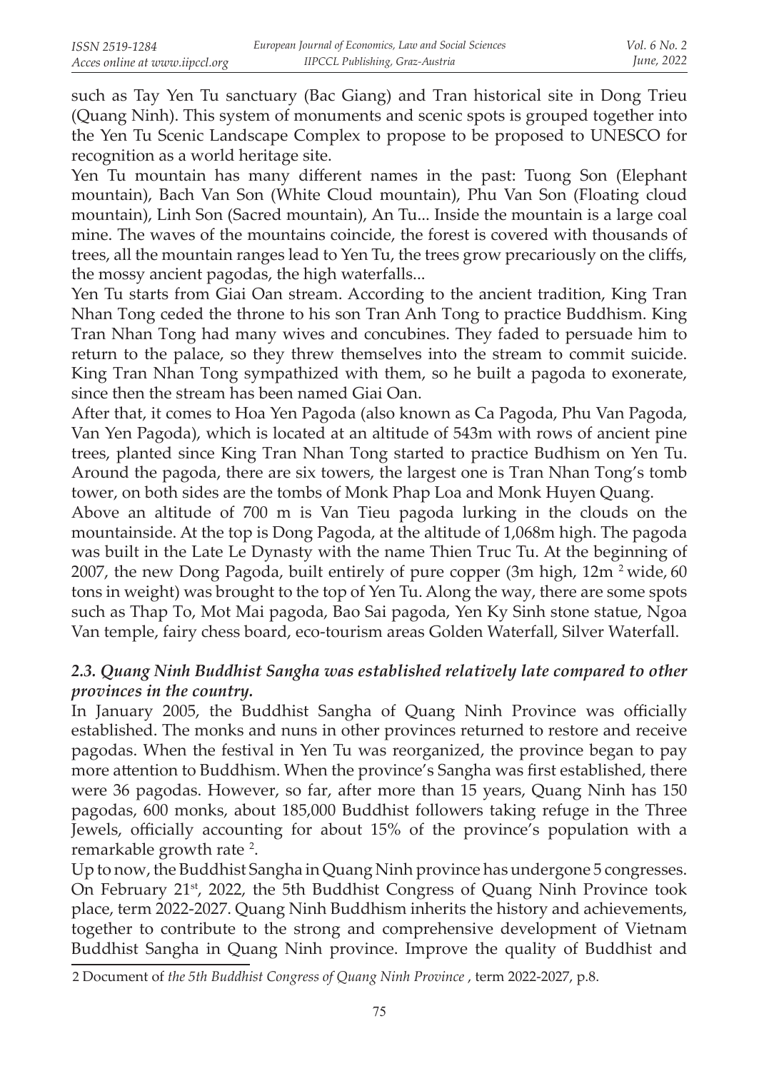such as Tay Yen Tu sanctuary (Bac Giang) and Tran historical site in Dong Trieu (Quang Ninh). This system of monuments and scenic spots is grouped together into the Yen Tu Scenic Landscape Complex to propose to be proposed to UNESCO for recognition as a world heritage site.

Yen Tu mountain has many different names in the past: Tuong Son (Elephant mountain), Bach Van Son (White Cloud mountain), Phu Van Son (Floating cloud mountain), Linh Son (Sacred mountain), An Tu... Inside the mountain is a large coal mine. The waves of the mountains coincide, the forest is covered with thousands of trees, all the mountain ranges lead to Yen Tu, the trees grow precariously on the cliffs, the mossy ancient pagodas, the high waterfalls...

Yen Tu starts from Giai Oan stream. According to the ancient tradition, King Tran Nhan Tong ceded the throne to his son Tran Anh Tong to practice Buddhism. King Tran Nhan Tong had many wives and concubines. They faded to persuade him to return to the palace, so they threw themselves into the stream to commit suicide. King Tran Nhan Tong sympathized with them, so he built a pagoda to exonerate, since then the stream has been named Giai Oan.

After that, it comes to Hoa Yen Pagoda (also known as Ca Pagoda, Phu Van Pagoda, Van Yen Pagoda), which is located at an altitude of 543m with rows of ancient pine trees, planted since King Tran Nhan Tong started to practice Budhism on Yen Tu. Around the pagoda, there are six towers, the largest one is Tran Nhan Tong's tomb tower, on both sides are the tombs of Monk Phap Loa and Monk Huyen Quang.

Above an altitude of 700 m is Van Tieu pagoda lurking in the clouds on the mountainside. At the top is Dong Pagoda, at the altitude of 1,068m high. The pagoda was built in the Late Le Dynasty with the name Thien Truc Tu. At the beginning of 2007, the new Dong Pagoda, built entirely of pure copper (3m high, 12m $^2$ wide, 60 tons in weight) was brought to the top of Yen Tu. Along the way, there are some spots such as Thap To, Mot Mai pagoda, Bao Sai pagoda, Yen Ky Sinh stone statue, Ngoa Van temple, fairy chess board, eco-tourism areas Golden Waterfall, Silver Waterfall.

### *2.3. Quang Ninh Buddhist Sangha was established relatively late compared to other provinces in the country.*

In January 2005, the Buddhist Sangha of Quang Ninh Province was officially established. The monks and nuns in other provinces returned to restore and receive pagodas. When the festival in Yen Tu was reorganized, the province began to pay more attention to Buddhism. When the province's Sangha was first established, there were 36 pagodas. However, so far, after more than 15 years, Quang Ninh has 150 pagodas, 600 monks, about 185,000 Buddhist followers taking refuge in the Three Jewels, officially accounting for about 15% of the province's population with a remarkable growth rate [2].

Up to now, the Buddhist Sangha in Quang Ninh province has undergone 5 congresses. On February 21st, 2022, the 5th Buddhist Congress of Quang Ninh Province took place, term 2022-2027. Quang Ninh Buddhism inherits the history and achievements, together to contribute to the strong and comprehensive development of Vietnam Buddhist Sangha in Quang Ninh province. Improve the quality of Buddhist and

2 Document of *the 5th Buddhist Congress of Quang Ninh Province* , term 2022-2027, p.8.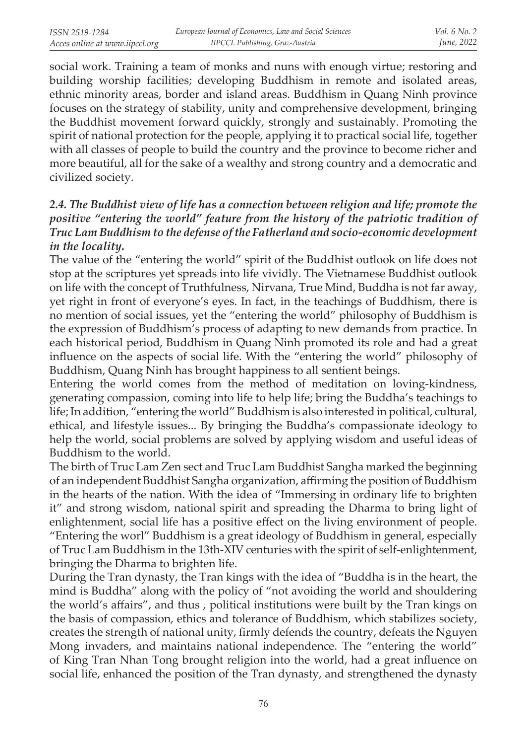social work. Training a team of monks and nuns with enough virtue; restoring and building worship facilities; developing Buddhism in remote and isolated areas, ethnic minority areas, border and island areas. Buddhism in Quang Ninh province focuses on the strategy of stability, unity and comprehensive development, bringing the Buddhist movement forward quickly, strongly and sustainably. Promoting the spirit of national protection for the people, applying it to practical social life, together with all classes of people to build the country and the province to become richer and more beautiful, all for the sake of a wealthy and strong country and a democratic and civilized society.

### *2.4. The Buddhist view of life has a connection between religion and life; promote the positive "entering the world" feature from the history of the patriotic tradition of Truc Lam Buddhism to the defense of the Fatherland and socio-economic development in the locality.*

The value of the "entering the world" spirit of the Buddhist outlook on life does not stop at the scriptures yet spreads into life vividly. The Vietnamese Buddhist outlook on life with the concept of Truthfulness, Nirvana, True Mind, Buddha is not far away, yet right in front of everyone's eyes. In fact, in the teachings of Buddhism, there is no mention of social issues, yet the "entering the world" philosophy of Buddhism is the expression of Buddhism's process of adapting to new demands from practice. In each historical period, Buddhism in Quang Ninh promoted its role and had a great influence on the aspects of social life. With the "entering the world" philosophy of Buddhism, Quang Ninh has brought happiness to all sentient beings.

Entering the world comes from the method of meditation on loving-kindness, generating compassion, coming into life to help life; bring the Buddha's teachings to life; In addition, "entering the world" Buddhism is also interested in political, cultural, ethical, and lifestyle issues... By bringing the Buddha's compassionate ideology to help the world, social problems are solved by applying wisdom and useful ideas of Buddhism to the world.

The birth of Truc Lam Zen sect and Truc Lam Buddhist Sangha marked the beginning of an independent Buddhist Sangha organization, affirming the position of Buddhism in the hearts of the nation. With the idea of "Immersing in ordinary life to brighten it" and strong wisdom, national spirit and spreading the Dharma to bring light of enlightenment, social life has a positive effect on the living environment of people. "Entering the worl" Buddhism is a great ideology of Buddhism in general, especially of Truc Lam Buddhism in the 13th-XIV centuries with the spirit of self-enlightenment, bringing the Dharma to brighten life.

During the Tran dynasty, the Tran kings with the idea of "Buddha is in the heart, the mind is Buddha" along with the policy of "not avoiding the world and shouldering the world's affairs", and thus , political institutions were built by the Tran kings on the basis of compassion, ethics and tolerance of Buddhism, which stabilizes society, creates the strength of national unity, firmly defends the country, defeats the Nguyen Mong invaders, and maintains national independence. The "entering the world" of King Tran Nhan Tong brought religion into the world, had a great influence on social life, enhanced the position of the Tran dynasty, and strengthened the dynasty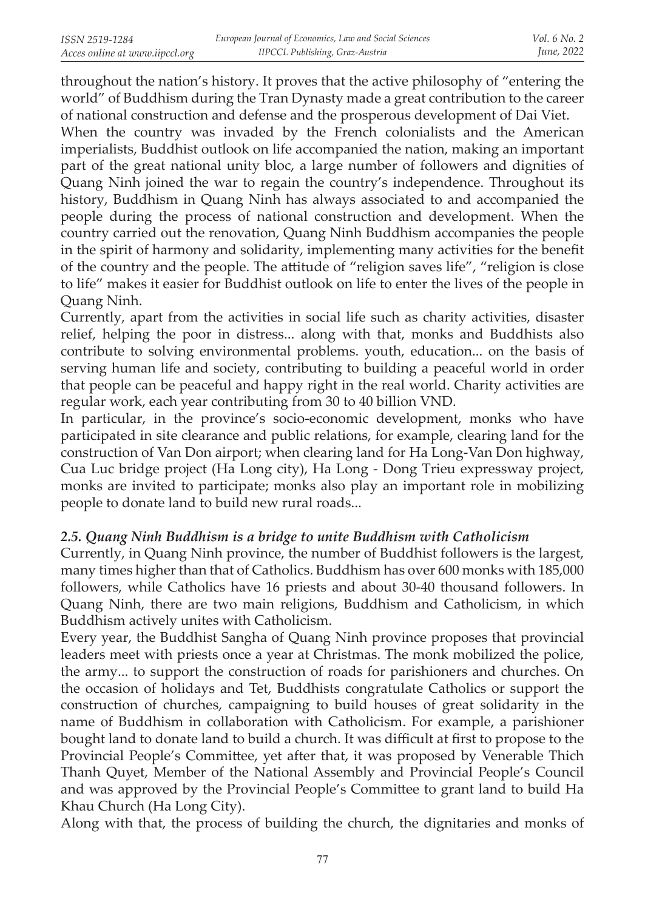throughout the nation's history. It proves that the active philosophy of "entering the world" of Buddhism during the Tran Dynasty made a great contribution to the career of national construction and defense and the prosperous development of Dai Viet.

When the country was invaded by the French colonialists and the American imperialists, Buddhist outlook on life accompanied the nation, making an important part of the great national unity bloc, a large number of followers and dignities of Quang Ninh joined the war to regain the country's independence. Throughout its history, Buddhism in Quang Ninh has always associated to and accompanied the people during the process of national construction and development. When the country carried out the renovation, Quang Ninh Buddhism accompanies the people in the spirit of harmony and solidarity, implementing many activities for the benefit of the country and the people. The attitude of "religion saves life", "religion is close to life" makes it easier for Buddhist outlook on life to enter the lives of the people in Quang Ninh.

Currently, apart from the activities in social life such as charity activities, disaster relief, helping the poor in distress... along with that, monks and Buddhists also contribute to solving environmental problems. youth, education... on the basis of serving human life and society, contributing to building a peaceful world in order that people can be peaceful and happy right in the real world. Charity activities are regular work, each year contributing from 30 to 40 billion VND.

In particular, in the province's socio-economic development, monks who have participated in site clearance and public relations, for example, clearing land for the construction of Van Don airport; when clearing land for Ha Long-Van Don highway, Cua Luc bridge project (Ha Long city), Ha Long - Dong Trieu expressway project, monks are invited to participate; monks also play an important role in mobilizing people to donate land to build new rural roads...

### *2.5. Quang Ninh Buddhism is a bridge to unite Buddhism with Catholicism*

Currently, in Quang Ninh province, the number of Buddhist followers is the largest, many times higher than that of Catholics. Buddhism has over 600 monks with 185,000 followers, while Catholics have 16 priests and about 30-40 thousand followers. In Quang Ninh, there are two main religions, Buddhism and Catholicism, in which Buddhism actively unites with Catholicism.

Every year, the Buddhist Sangha of Quang Ninh province proposes that provincial leaders meet with priests once a year at Christmas. The monk mobilized the police, the army... to support the construction of roads for parishioners and churches. On the occasion of holidays and Tet, Buddhists congratulate Catholics or support the construction of churches, campaigning to build houses of great solidarity in the name of Buddhism in collaboration with Catholicism. For example, a parishioner bought land to donate land to build a church. It was difficult at first to propose to the Provincial People's Committee, yet after that, it was proposed by Venerable Thich Thanh Quyet, Member of the National Assembly and Provincial People's Council and was approved by the Provincial People's Committee to grant land to build Ha Khau Church (Ha Long City).

Along with that, the process of building the church, the dignitaries and monks of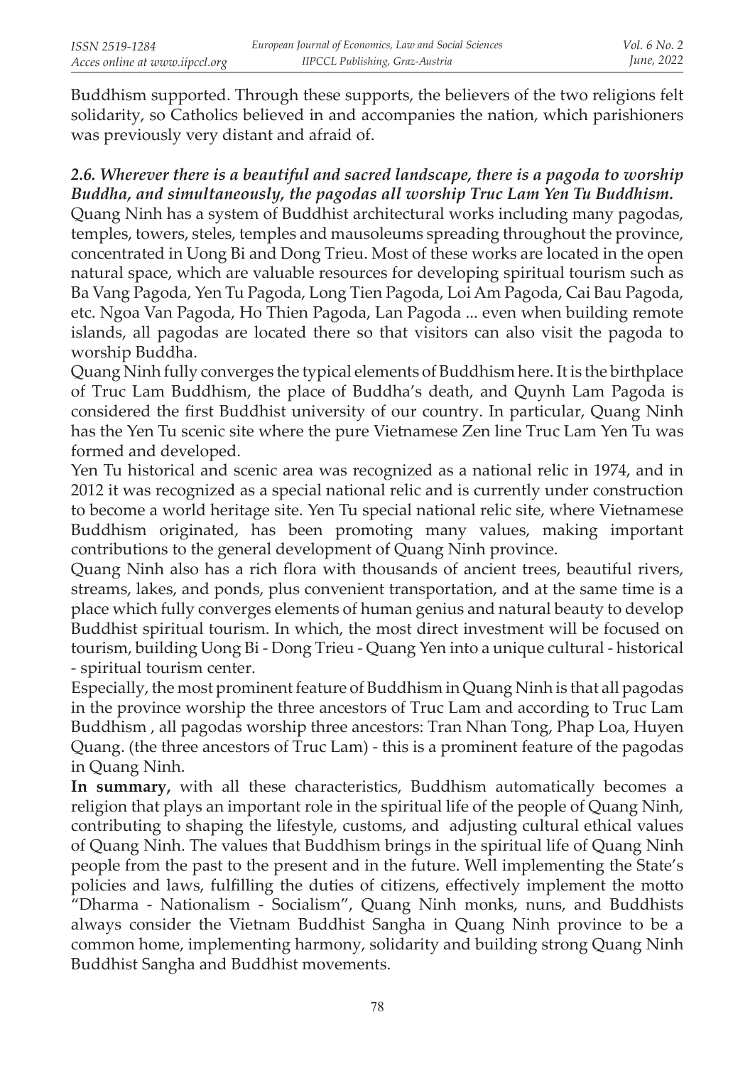Buddhism supported. Through these supports, the believers of the two religions felt solidarity, so Catholics believed in and accompanies the nation, which parishioners was previously very distant and afraid of.

### *2.6. Wherever there is a beautiful and sacred landscape, there is a pagoda to worship Buddha, and simultaneously, the pagodas all worship Truc Lam Yen Tu Buddhism.*

Quang Ninh has a system of Buddhist architectural works including many pagodas, temples, towers, steles, temples and mausoleums spreading throughout the province, concentrated in Uong Bi and Dong Trieu. Most of these works are located in the open natural space, which are valuable resources for developing spiritual tourism such as Ba Vang Pagoda, Yen Tu Pagoda, Long Tien Pagoda, Loi Am Pagoda, Cai Bau Pagoda, etc. Ngoa Van Pagoda, Ho Thien Pagoda, Lan Pagoda ... even when building remote islands, all pagodas are located there so that visitors can also visit the pagoda to worship Buddha.

Quang Ninh fully converges the typical elements of Buddhism here. It is the birthplace of Truc Lam Buddhism, the place of Buddha's death, and Quynh Lam Pagoda is considered the first Buddhist university of our country. In particular, Quang Ninh has the Yen Tu scenic site where the pure Vietnamese Zen line Truc Lam Yen Tu was formed and developed.

Yen Tu historical and scenic area was recognized as a national relic in 1974, and in 2012 it was recognized as a special national relic and is currently under construction to become a world heritage site. Yen Tu special national relic site, where Vietnamese Buddhism originated, has been promoting many values, making important contributions to the general development of Quang Ninh province.

Quang Ninh also has a rich flora with thousands of ancient trees, beautiful rivers, streams, lakes, and ponds, plus convenient transportation, and at the same time is a place which fully converges elements of human genius and natural beauty to develop Buddhist spiritual tourism. In which, the most direct investment will be focused on tourism, building Uong Bi - Dong Trieu - Quang Yen into a unique cultural - historical - spiritual tourism center.

Especially, the most prominent feature of Buddhism in Quang Ninh is that all pagodas in the province worship the three ancestors of Truc Lam and according to Truc Lam Buddhism , all pagodas worship three ancestors: Tran Nhan Tong, Phap Loa, Huyen Quang. (the three ancestors of Truc Lam) - this is a prominent feature of the pagodas in Quang Ninh.

**In summary,** with all these characteristics, Buddhism automatically becomes a religion that plays an important role in the spiritual life of the people of Quang Ninh, contributing to shaping the lifestyle, customs, and adjusting cultural ethical values of Quang Ninh. The values that Buddhism brings in the spiritual life of Quang Ninh people from the past to the present and in the future. Well implementing the State's policies and laws, fulfilling the duties of citizens, effectively implement the motto "Dharma - Nationalism - Socialism", Quang Ninh monks, nuns, and Buddhists always consider the Vietnam Buddhist Sangha in Quang Ninh province to be a common home, implementing harmony, solidarity and building strong Quang Ninh Buddhist Sangha and Buddhist movements.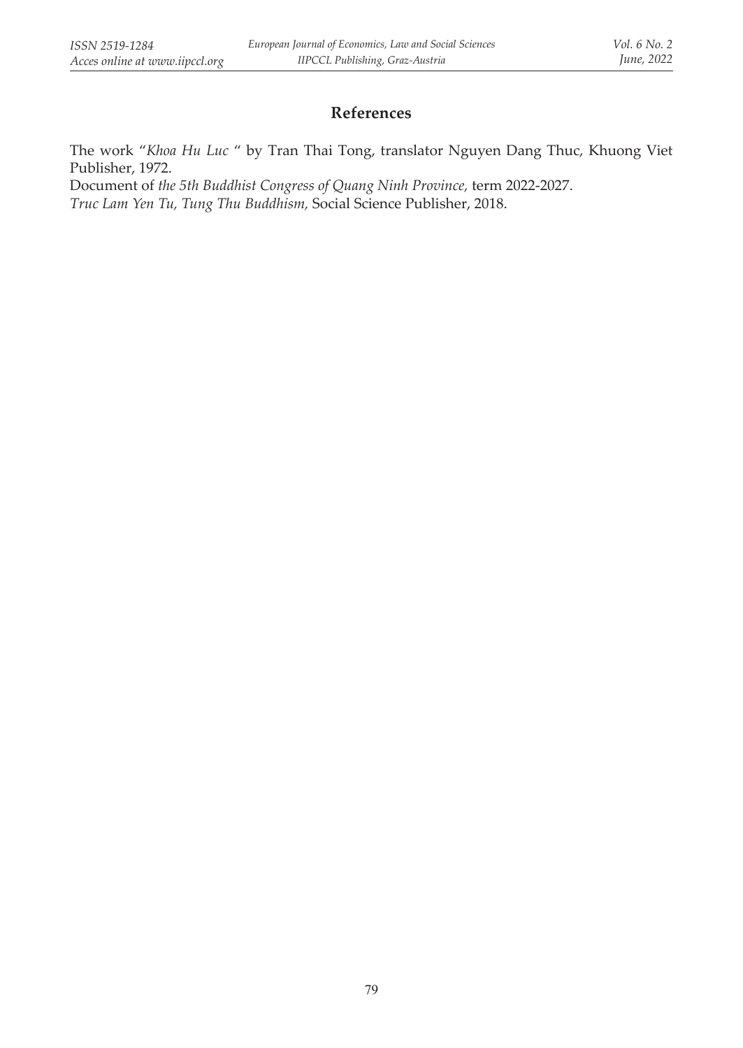## References

The work "*Khoa Hu Luc* " by Tran Thai Tong, translator Nguyen Dang Thuc, Khuong Viet Publisher, 1972.

Document of *the 5th Buddhist Congress of Quang Ninh Province,* term 2022-2027.

*Truc Lam Yen Tu, Tung Thu Buddhism,* Social Science Publisher, 2018.